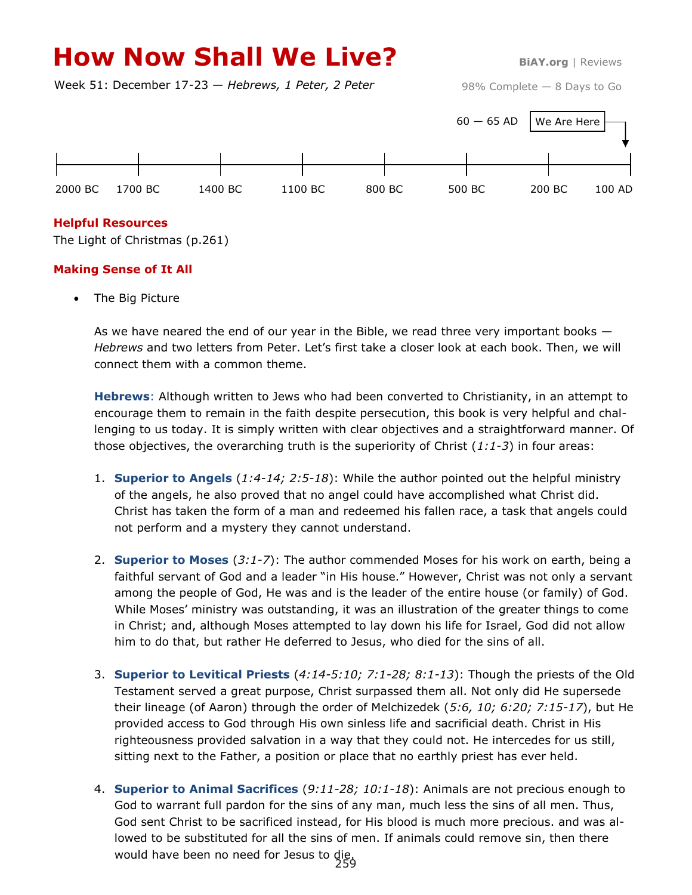# How Now Shall We Live?

**BiAY.org** | Reviews

Week 51: December 17-23 — *Hebrews, 1 Peter, 2 Peter*

98% Complete — 8 Days to Go

60 — 65 AD | We Are Here

2000 BC | 1700 BC | 1400 BC | 1100 BC | 800 BC | 500 BC | 200 BC | 100 AD

### Helpful Resources

The Light of Christmas (p.261)

### Making Sense of It All

- The Big Picture

  As we have neared the end of our year in the Bible, we read three very important books — *Hebrews* and two letters from Peter. Let's first take a closer look at each book. Then, we will connect them with a common theme.

  **Hebrews**: Although written to Jews who had been converted to Christianity, in an attempt to encourage them to remain in the faith despite persecution, this book is very helpful and challenging to us today. It is simply written with clear objectives and a straightforward manner. Of those objectives, the overarching truth is the superiority of Christ (*1:1-3*) in four areas:

  1. **Superior to Angels** (*1:4-14; 2:5-18*): While the author pointed out the helpful ministry of the angels, he also proved that no angel could have accomplished what Christ did. Christ has taken the form of a man and redeemed his fallen race, a task that angels could not perform and a mystery they cannot understand.

  2. **Superior to Moses** (*3:1-7*): The author commended Moses for his work on earth, being a faithful servant of God and a leader "in His house." However, Christ was not only a servant among the people of God, He was and is the leader of the entire house (or family) of God. While Moses' ministry was outstanding, it was an illustration of the greater things to come in Christ; and, although Moses attempted to lay down his life for Israel, God did not allow him to do that, but rather He deferred to Jesus, who died for the sins of all.

  3. **Superior to Levitical Priests** (*4:14-5:10; 7:1-28; 8:1-13*): Though the priests of the Old Testament served a great purpose, Christ surpassed them all. Not only did He supersede their lineage (of Aaron) through the order of Melchizedek (*5:6, 10; 6:20; 7:15-17*), but He provided access to God through His own sinless life and sacrificial death. Christ in His righteousness provided salvation in a way that they could not. He intercedes for us still, sitting next to the Father, a position or place that no earthly priest has ever held.

  4. **Superior to Animal Sacrifices** (*9:11-28; 10:1-18*): Animals are not precious enough to God to warrant full pardon for the sins of any man, much less the sins of all men. Thus, God sent Christ to be sacrificed instead, for His blood is much more precious. and was allowed to be substituted for all the sins of men. If animals could remove sin, then there would have been no need for Jesus to die.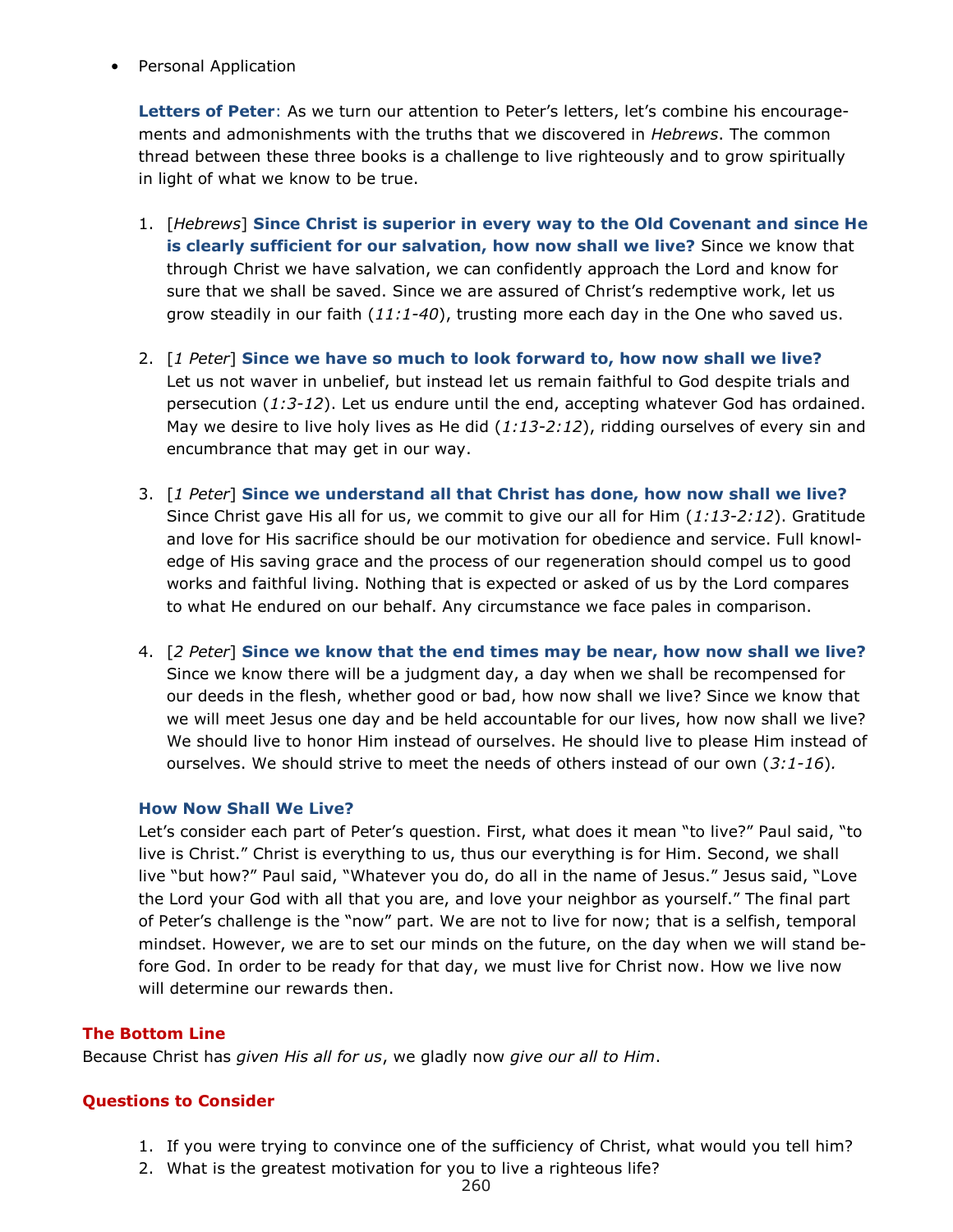- Personal Application

**Letters of Peter**: As we turn our attention to Peter's letters, let's combine his encouragements and admonishments with the truths that we discovered in *Hebrews*. The common thread between these three books is a challenge to live righteously and to grow spiritually in light of what we know to be true.

1. [*Hebrews*] **Since Christ is superior in every way to the Old Covenant and since He is clearly sufficient for our salvation, how now shall we live?** Since we know that through Christ we have salvation, we can confidently approach the Lord and know for sure that we shall be saved. Since we are assured of Christ's redemptive work, let us grow steadily in our faith (*11:1-40*), trusting more each day in the One who saved us.

2. [*1 Peter*] **Since we have so much to look forward to, how now shall we live?** Let us not waver in unbelief, but instead let us remain faithful to God despite trials and persecution (*1:3-12*). Let us endure until the end, accepting whatever God has ordained. May we desire to live holy lives as He did (*1:13-2:12*), ridding ourselves of every sin and encumbrance that may get in our way.

3. [*1 Peter*] **Since we understand all that Christ has done, how now shall we live?** Since Christ gave His all for us, we commit to give our all for Him (*1:13-2:12*). Gratitude and love for His sacrifice should be our motivation for obedience and service. Full knowledge of His saving grace and the process of our regeneration should compel us to good works and faithful living. Nothing that is expected or asked of us by the Lord compares to what He endured on our behalf. Any circumstance we face pales in comparison.

4. [*2 Peter*] **Since we know that the end times may be near, how now shall we live?** Since we know there will be a judgment day, a day when we shall be recompensed for our deeds in the flesh, whether good or bad, how now shall we live? Since we know that we will meet Jesus one day and be held accountable for our lives, how now shall we live? We should live to honor Him instead of ourselves. He should live to please Him instead of ourselves. We should strive to meet the needs of others instead of our own (*3:1-16*).

### How Now Shall We Live?

Let's consider each part of Peter's question. First, what does it mean "to live?" Paul said, "to live is Christ." Christ is everything to us, thus our everything is for Him. Second, we shall live "but how?" Paul said, "Whatever you do, do all in the name of Jesus." Jesus said, "Love the Lord your God with all that you are, and love your neighbor as yourself." The final part of Peter's challenge is the "now" part. We are not to live for now; that is a selfish, temporal mindset. However, we are to set our minds on the future, on the day when we will stand before God. In order to be ready for that day, we must live for Christ now. How we live now will determine our rewards then.

## The Bottom Line

Because Christ has *given His all for us*, we gladly now *give our all to Him*.

## Questions to Consider

1. If you were trying to convince one of the sufficiency of Christ, what would you tell him?
2. What is the greatest motivation for you to live a righteous life?